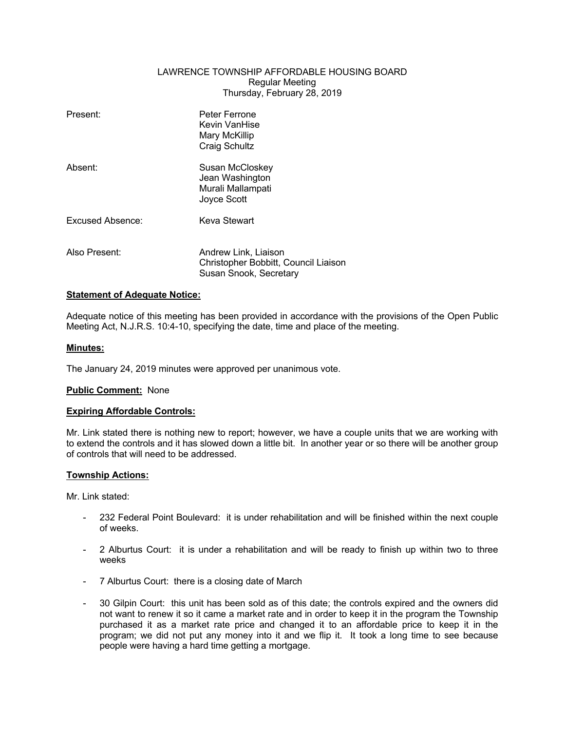LAWRENCE TOWNSHIP AFFORDABLE HOUSING BOARD
Regular Meeting
Thursday, February 28, 2019

| | |
|---|---|
| Present: | Peter Ferrone<br>Kevin VanHise<br>Mary McKillip<br>Craig Schultz |
| Absent: | Susan McCloskey<br>Jean Washington<br>Murali Mallampati<br>Joyce Scott |
| Excused Absence: | Keva Stewart |
| Also Present: | Andrew Link, Liaison<br>Christopher Bobbitt, Council Liaison<br>Susan Snook, Secretary |

**Statement of Adequate Notice:**

Adequate notice of this meeting has been provided in accordance with the provisions of the Open Public Meeting Act, N.J.R.S. 10:4-10, specifying the date, time and place of the meeting.

**Minutes:**

The January 24, 2019 minutes were approved per unanimous vote.

**Public Comment:** None

**Expiring Affordable Controls:**

Mr. Link stated there is nothing new to report; however, we have a couple units that we are working with to extend the controls and it has slowed down a little bit. In another year or so there will be another group of controls that will need to be addressed.

**Township Actions:**

Mr. Link stated:

- 232 Federal Point Boulevard: it is under rehabilitation and will be finished within the next couple of weeks.
- 2 Alburtus Court: it is under a rehabilitation and will be ready to finish up within two to three weeks
- 7 Alburtus Court: there is a closing date of March
- 30 Gilpin Court: this unit has been sold as of this date; the controls expired and the owners did not want to renew it so it came a market rate and in order to keep it in the program the Township purchased it as a market rate price and changed it to an affordable price to keep it in the program; we did not put any money into it and we flip it. It took a long time to see because people were having a hard time getting a mortgage.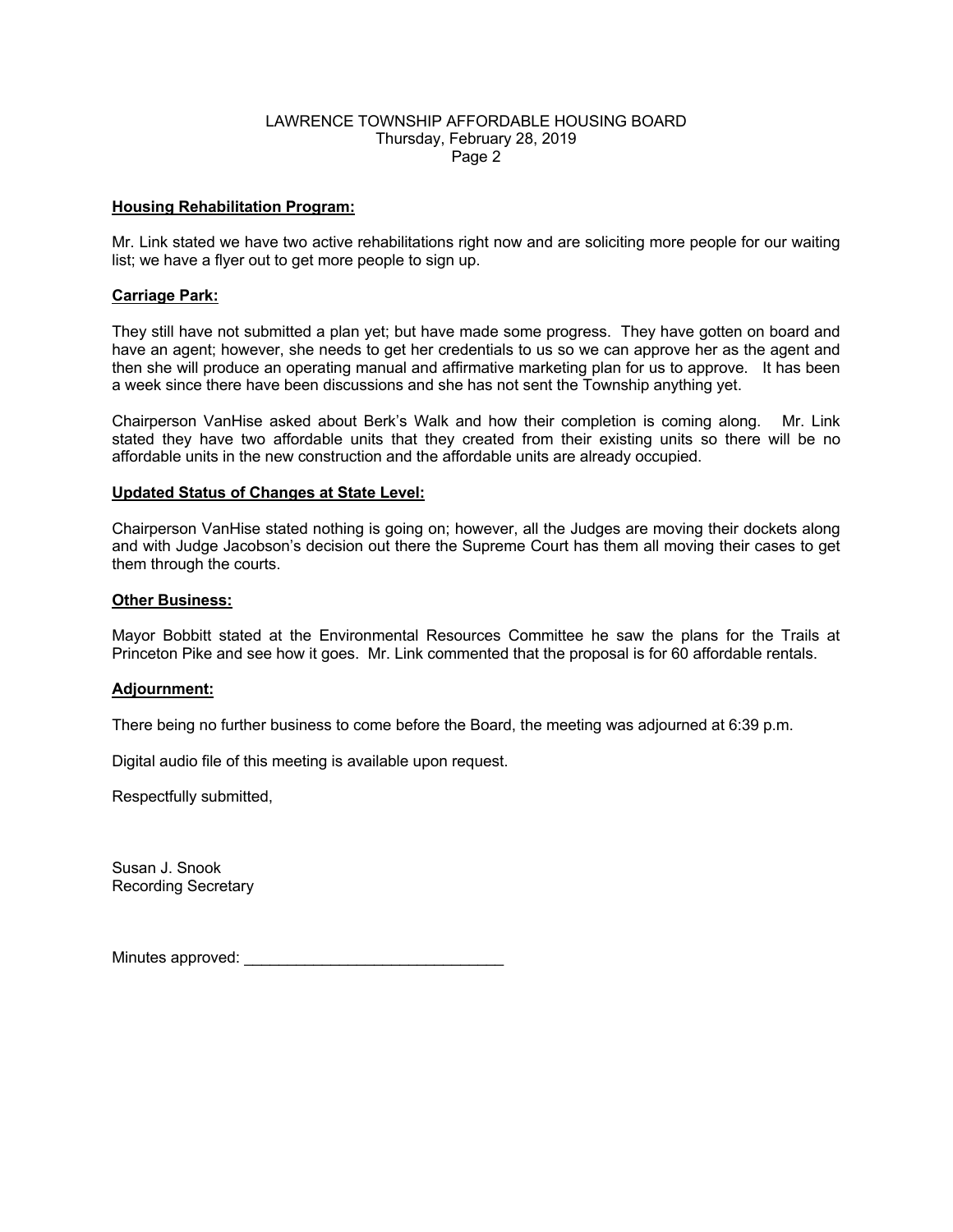**Housing Rehabilitation Program:**

Mr. Link stated we have two active rehabilitations right now and are soliciting more people for our waiting list; we have a flyer out to get more people to sign up.

**Carriage Park:**

They still have not submitted a plan yet; but have made some progress. They have gotten on board and have an agent; however, she needs to get her credentials to us so we can approve her as the agent and then she will produce an operating manual and affirmative marketing plan for us to approve. It has been a week since there have been discussions and she has not sent the Township anything yet.

Chairperson VanHise asked about Berk's Walk and how their completion is coming along. Mr. Link stated they have two affordable units that they created from their existing units so there will be no affordable units in the new construction and the affordable units are already occupied.

**Updated Status of Changes at State Level:**

Chairperson VanHise stated nothing is going on; however, all the Judges are moving their dockets along and with Judge Jacobson's decision out there the Supreme Court has them all moving their cases to get them through the courts.

**Other Business:**

Mayor Bobbitt stated at the Environmental Resources Committee he saw the plans for the Trails at Princeton Pike and see how it goes. Mr. Link commented that the proposal is for 60 affordable rentals.

**Adjournment:**

There being no further business to come before the Board, the meeting was adjourned at 6:39 p.m.

Digital audio file of this meeting is available upon request.

Respectfully submitted,

Susan J. Snook
Recording Secretary

Minutes approved: ______________________________